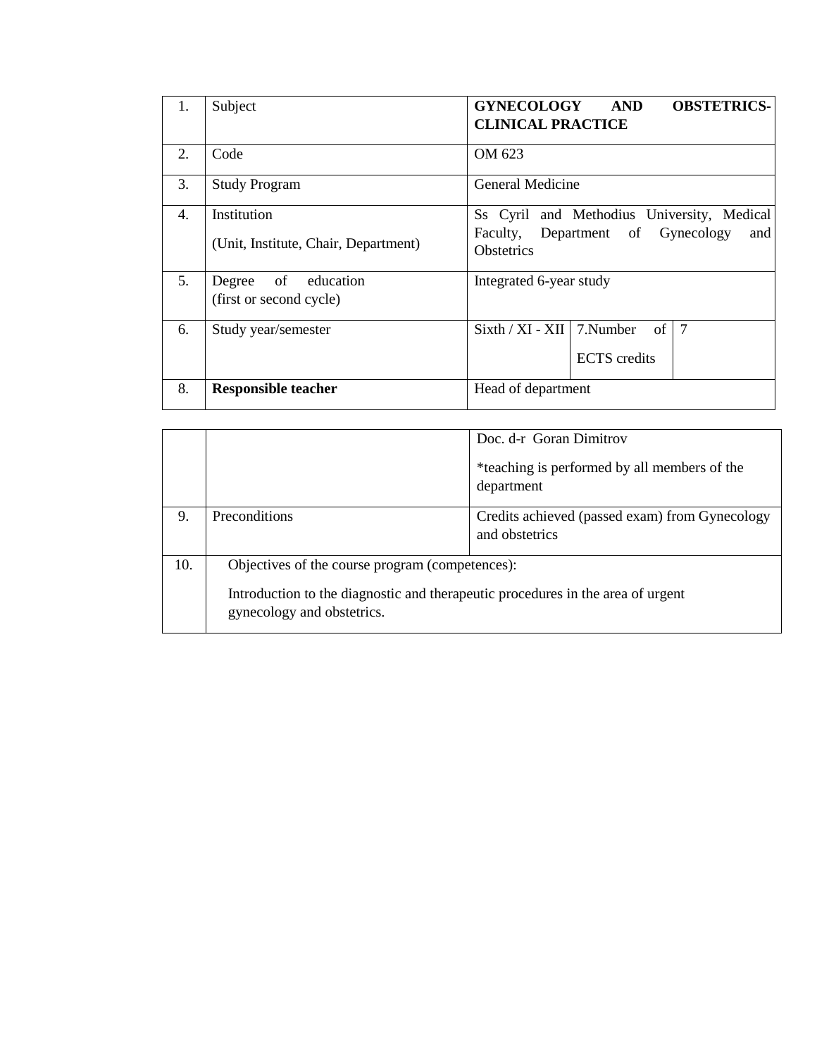| 1. | Subject | **GYNECOLOGY AND OBSTETRICS-CLINICAL PRACTICE** | | |
|---|---|---|---|---|
| 2. | Code | OM 623 | | |
| 3. | Study Program | General Medicine | | |
| 4. | Institution<br>(Unit, Institute, Chair, Department) | Ss Cyril and Methodius University, Medical Faculty, Department of Gynecology and Obstetrics | | |
| 5. | Degree of education (first or second cycle) | Integrated 6-year study | | |
| 6. | Study year/semester | Sixth / XI - XII | 7.Number of ECTS credits | 7 |
| 8. | **Responsible teacher** | Head of department | | |
| | | Doc. d-r Goran Dimitrov<br>*teaching is performed by all members of the department | | |
| 9. | Preconditions | Credits achieved (passed exam) from Gynecology and obstetrics | | |
| 10. | Objectives of the course program (competences):<br>Introduction to the diagnostic and therapeutic procedures in the area of urgent gynecology and obstetrics. | | | |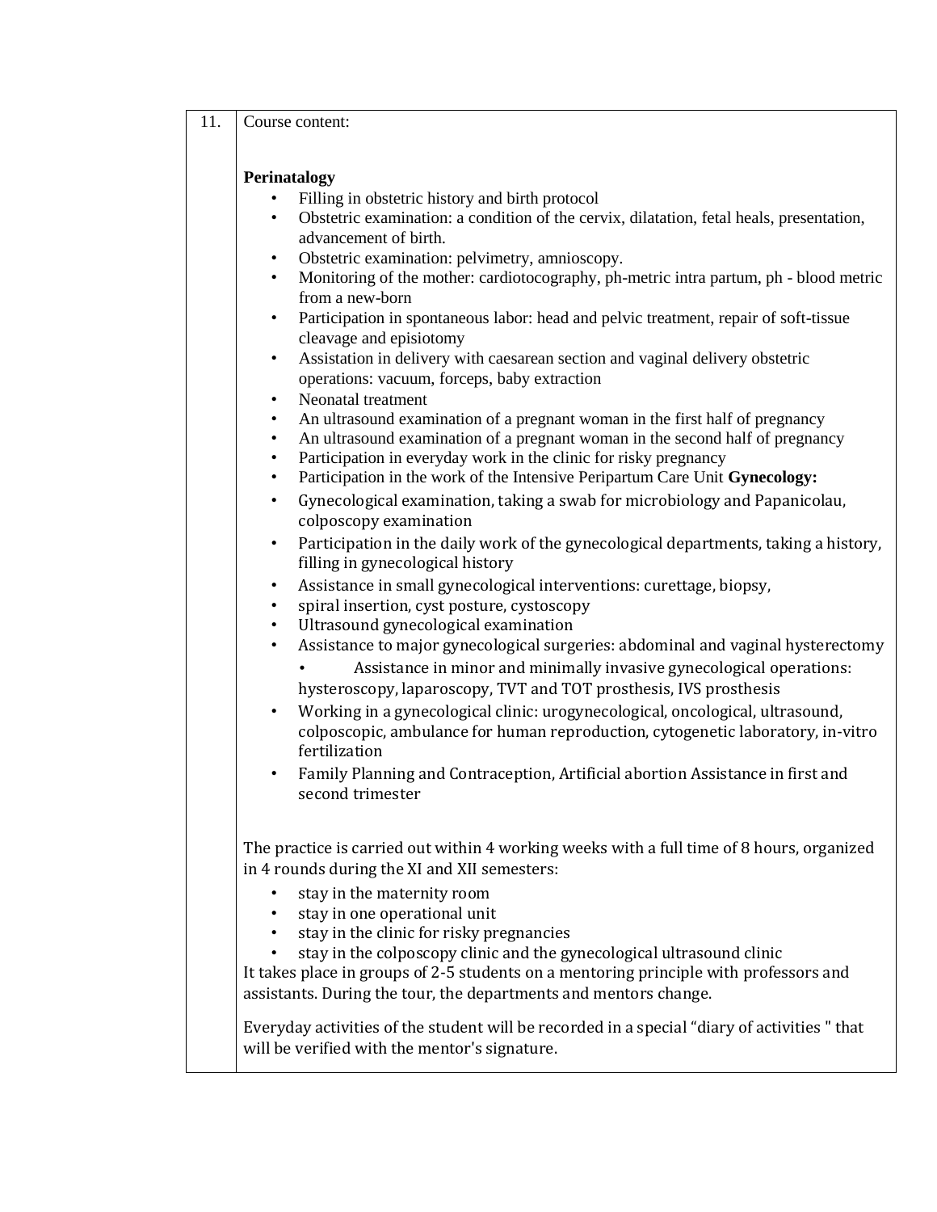| 11. | Course content: |
|---|---|

**Perinatalogy**

- Filling in obstetric history and birth protocol
- Obstetric examination: a condition of the cervix, dilatation, fetal heals, presentation, advancement of birth.
- Obstetric examination: pelvimetry, amnioscopy.
- Monitoring of the mother: cardiotocography, ph-metric intra partum, ph - blood metric from a new-born
- Participation in spontaneous labor: head and pelvic treatment, repair of soft-tissue cleavage and episiotomy
- Assistation in delivery with caesarean section and vaginal delivery obstetric operations: vacuum, forceps, baby extraction
- Neonatal treatment
- An ultrasound examination of a pregnant woman in the first half of pregnancy
- An ultrasound examination of a pregnant woman in the second half of pregnancy
- Participation in everyday work in the clinic for risky pregnancy
- Participation in the work of the Intensive Peripartum Care Unit **Gynecology:**
- Gynecological examination, taking a swab for microbiology and Papanicolau, colposcopy examination
- Participation in the daily work of the gynecological departments, taking a history, filling in gynecological history
- Assistance in small gynecological interventions: curettage, biopsy,
- spiral insertion, cyst posture, cystoscopy
- Ultrasound gynecological examination
- Assistance to major gynecological surgeries: abdominal and vaginal hysterectomy
  - Assistance in minor and minimally invasive gynecological operations: hysteroscopy, laparoscopy, TVT and TOT prosthesis, IVS prosthesis
- Working in a gynecological clinic: urogynecological, oncological, ultrasound, colposcopic, ambulance for human reproduction, cytogenetic laboratory, in-vitro fertilization
- Family Planning and Contraception, Artificial abortion Assistance in first and second trimester

The practice is carried out within 4 working weeks with a full time of 8 hours, organized in 4 rounds during the XI and XII semesters:

- stay in the maternity room
- stay in one operational unit
- stay in the clinic for risky pregnancies
- stay in the colposcopy clinic and the gynecological ultrasound clinic

It takes place in groups of 2-5 students on a mentoring principle with professors and assistants. During the tour, the departments and mentors change.

Everyday activities of the student will be recorded in a special "diary of activities " that will be verified with the mentor's signature.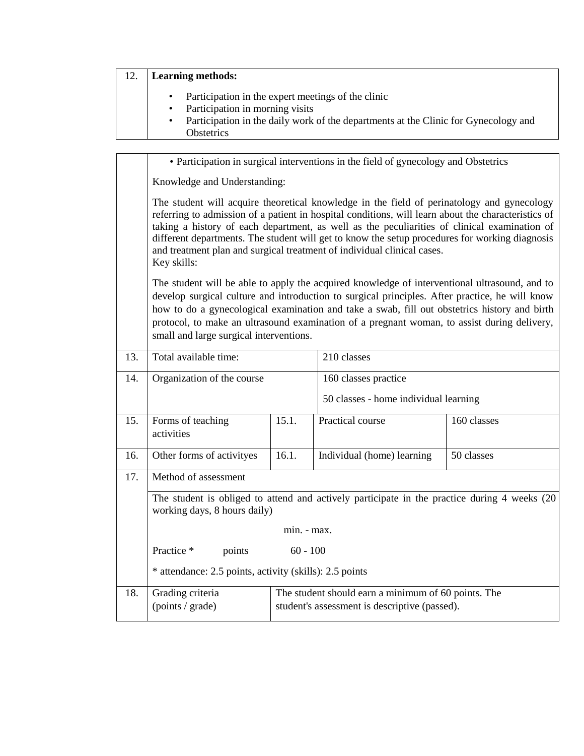| 12. | **Learning methods:** |
|---|---|
| | • Participation in the expert meetings of the clinic<br>• Participation in morning visits<br>• Participation in the daily work of the departments at the Clinic for Gynecology and Obstetrics |

| | • Participation in surgical interventions in the field of gynecology and Obstetrics<br><br>Knowledge and Understanding:<br><br>The student will acquire theoretical knowledge in the field of perinatology and gynecology referring to admission of a patient in hospital conditions, will learn about the characteristics of taking a history of each department, as well as the peculiarities of clinical examination of different departments. The student will get to know the setup procedures for working diagnosis and treatment plan and surgical treatment of individual clinical cases.<br>Key skills:<br><br>The student will be able to apply the acquired knowledge of interventional ultrasound, and to develop surgical culture and introduction to surgical principles. After practice, he will know how to do a gynecological examination and take a swab, fill out obstetrics history and birth protocol, to make an ultrasound examination of a pregnant woman, to assist during delivery, small and large surgical interventions. | | | |
|---|---|---|---|---|
| 13. | Total available time: | | 210 classes | |
| 14. | Organization of the course | | 160 classes practice<br><br>50 classes - home individual learning | |
| 15. | Forms of teaching activities | 15.1. | Practical course | 160 classes |
| 16. | Other forms of activityes | 16.1. | Individual (home) learning | 50 classes |
| 17. | Method of assessment<br><br>The student is obliged to attend and actively participate in the practice during 4 weeks (20 working days, 8 hours daily)<br><br>min. - max.<br><br>Practice * points 60 - 100<br><br>* attendance: 2.5 points, activity (skills): 2.5 points | | | |
| 18. | Grading criteria (points / grade) | The student should earn a minimum of 60 points. The student's assessment is descriptive (passed). | | |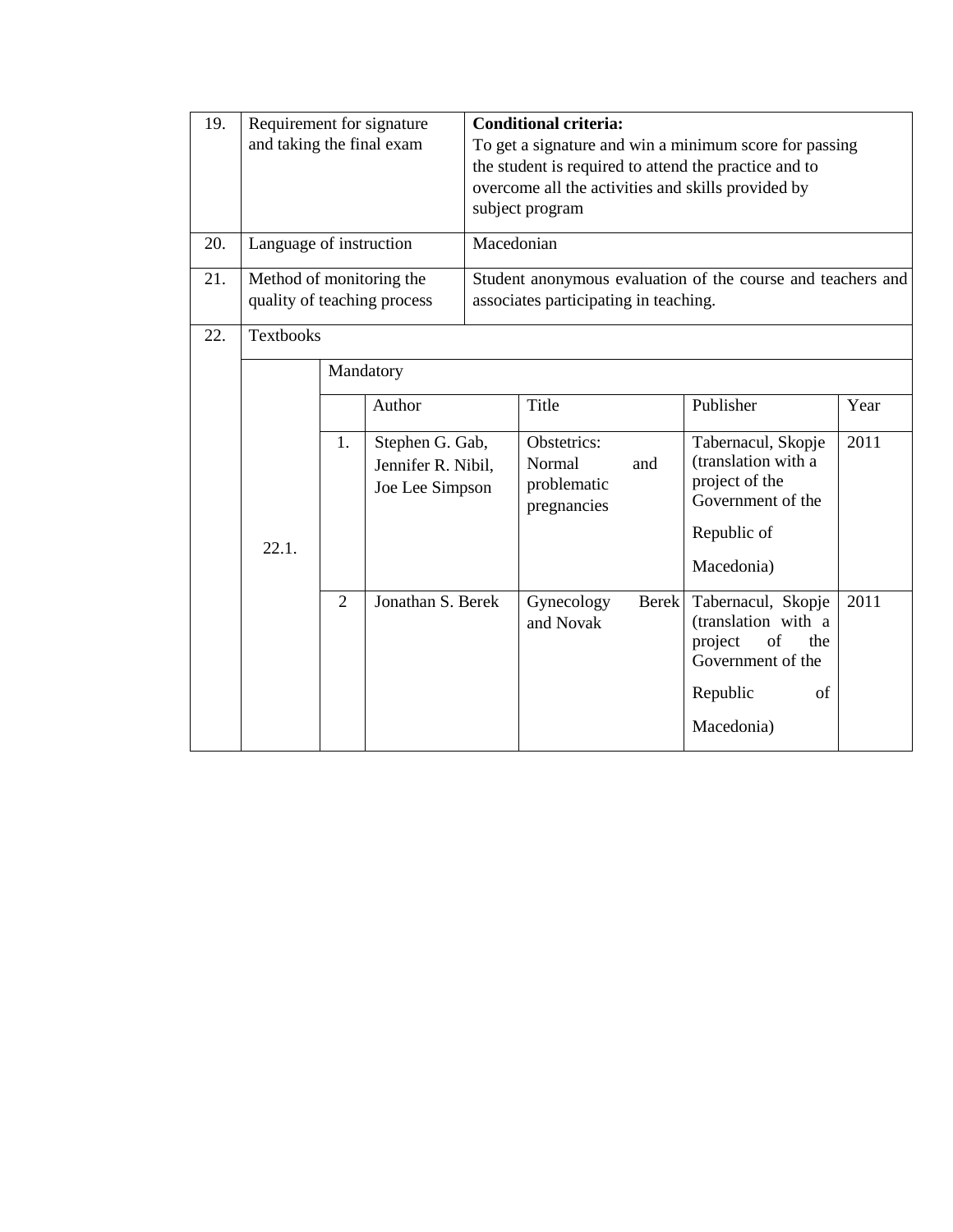| | | |
|---|---|---|
| 19. | Requirement for signature and taking the final exam | **Conditional criteria:** To get a signature and win a minimum score for passing the student is required to attend the practice and to overcome all the activities and skills provided by subject program |
| 20. | Language of instruction | Macedonian |
| 21. | Method of monitoring the quality of teaching process | Student anonymous evaluation of the course and teachers and associates participating in teaching. |
| 22. | Textbooks | |

| | | | | | |
|---|---|---|---|---|---|
| 22.1. | Mandatory | | | | |
| | | Author | Title | Publisher | Year |
| | 1. | Stephen G. Gab, Jennifer R. Nibil, Joe Lee Simpson | Obstetrics: Normal and problematic pregnancies | Tabernacul, Skopje (translation with a project of the Government of the Republic of Macedonia) | 2011 |
| | 2 | Jonathan S. Berek | Gynecology Berek and Novak | Tabernacul, Skopje (translation with a project of the Government of the Republic of Macedonia) | 2011 |